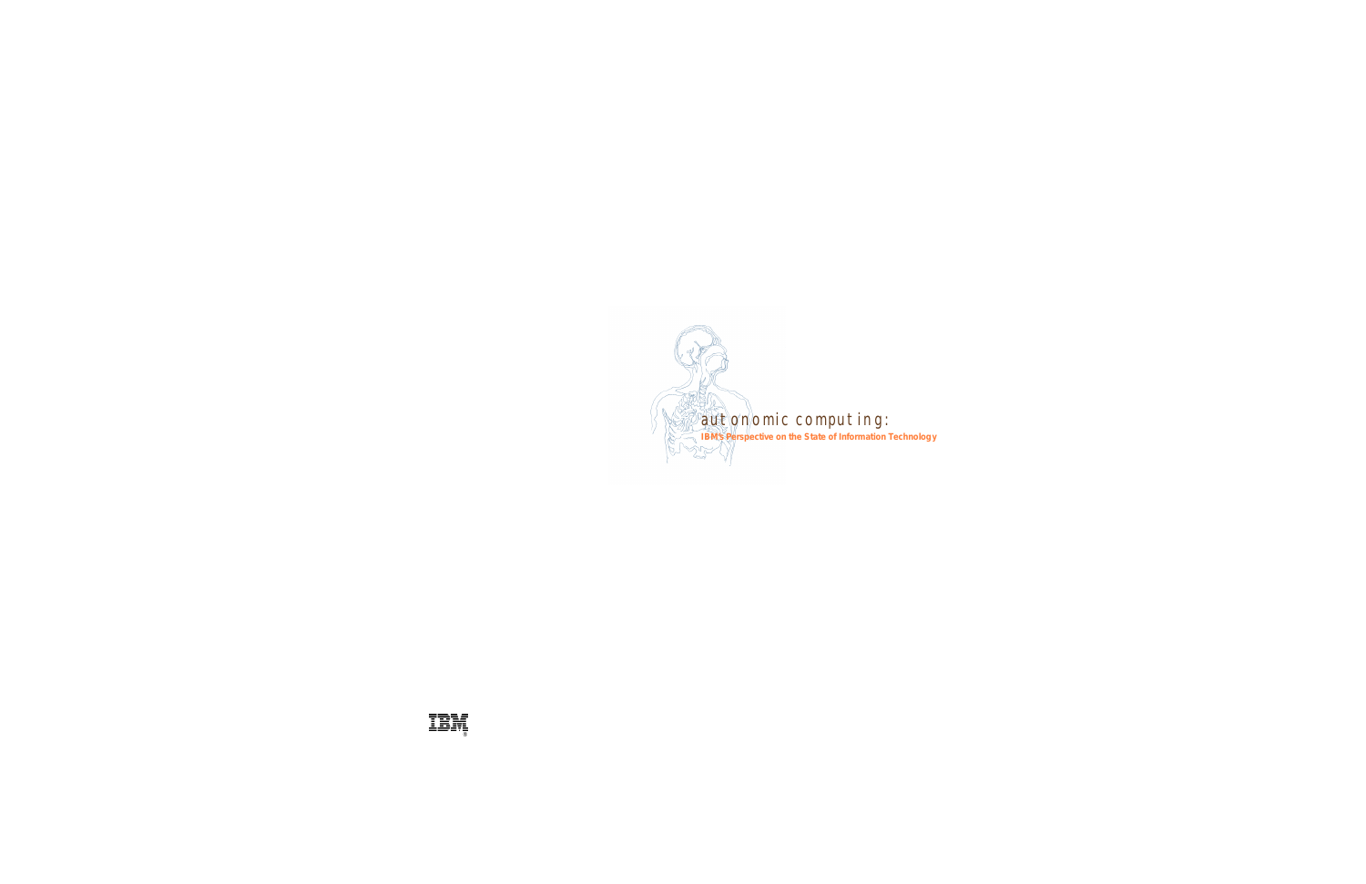# autonomic computing:

**IBM's Perspective on the State of Information Technology**

IBM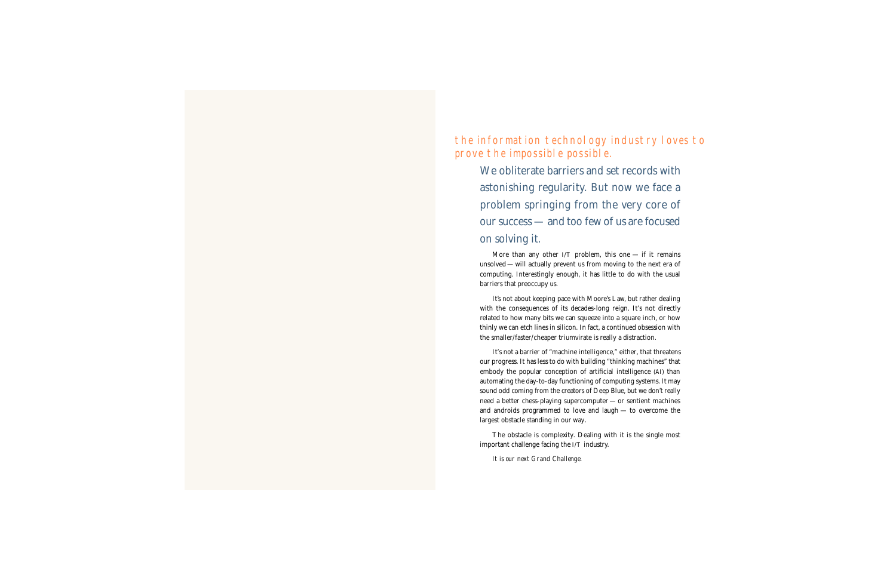## the information technology industry loves to prove the impossible possible.

We obliterate barriers and set records with astonishing regularity. But now we face a problem springing from the very core of our success — and too few of us are focused on solving it.

More than any other I/T problem, this one — if it remains unsolved — will actually prevent us from moving to the next era of computing. Interestingly enough, it has little to do with the usual barriers that preoccupy us.

It's not about keeping pace with Moore's Law, but rather dealing with the consequences of its decades-long reign. It's not directly related to how many bits we can squeeze into a square inch, or how thinly we can etch lines in silicon. In fact, a continued obsession with the smaller/faster/cheaper triumvirate is really a distraction.

It's not a barrier of "machine intelligence," either, that threatens our progress. It has less to do with building "thinking machines" that embody the popular conception of artificial intelligence (AI) than automating the day-to-day functioning of computing systems. It may sound odd coming from the creators of Deep Blue, but we don't really need a better chess-playing supercomputer — or sentient machines and androids programmed to love and laugh — to overcome the largest obstacle standing in our way.

The obstacle is complexity. Dealing with it is the single most important challenge facing the I/T industry.

*It is our next Grand Challenge.*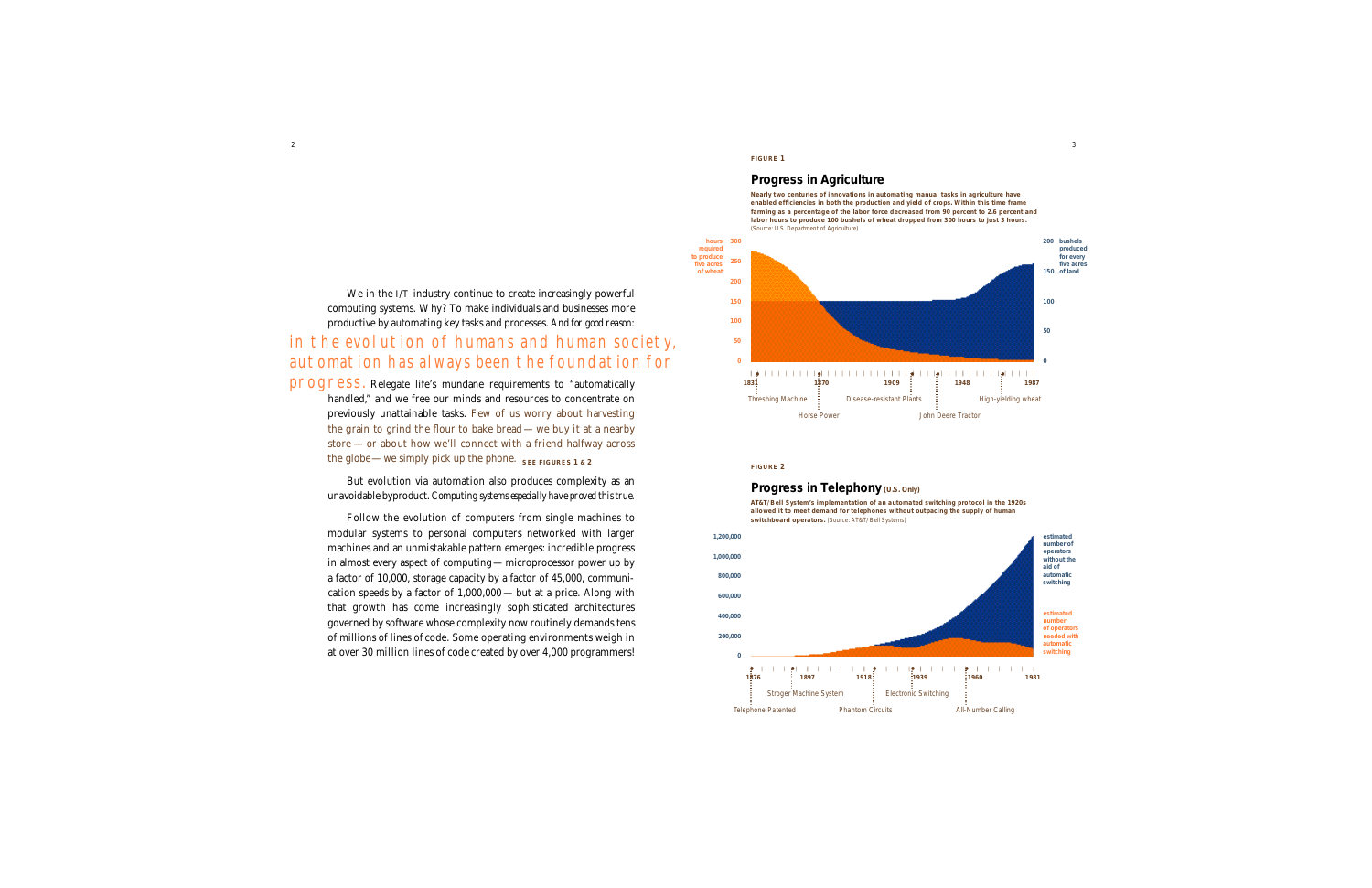We in the I/T industry continue to create increasingly powerful computing systems. Why? To make individuals and businesses more productive by automating key tasks and processes. *And for good reason:*

## in the evolution of humans and human society, automation has always been the foundation for progress.

Relegate life's mundane requirements to "automatically handled," and we free our minds and resources to concentrate on previously unattainable tasks. Few of us worry about harvesting the grain to grind the flour to bake bread — we buy it at a nearby store — or about how we'll connect with a friend halfway across the globe — we simply pick up the phone. **SEE FIGURES 1 & 2**

But evolution via automation also produces complexity as an unavoidable byproduct. *Computing systems especially have proved this true.*

Follow the evolution of computers from single machines to modular systems to personal computers networked with larger machines and an unmistakable pattern emerges: incredible progress in almost every aspect of computing — microprocessor power up by a factor of 10,000, storage capacity by a factor of 45,000, communication speeds by a factor of 1,000,000 — but at a price. Along with that growth has come increasingly sophisticated architectures governed by software whose complexity now routinely demands tens of millions of lines of code. Some operating environments weigh in at over 30 million lines of code created by over 4,000 programmers!

**FIGURE 1**

### Progress in Agriculture

**Nearly two centuries of innovations in automating manual tasks in agriculture have enabled efficiencies in both the production and yield of crops. Within this time frame farming as a percentage of the labor force decreased from 90 percent to 2.6 percent and labor hours to produce 100 bushels of wheat dropped from 300 hours to just 3 hours.** (Source: U.S. Department of Agriculture)

Left axis: hours required to produce five acres of wheat (0–300). Right axis: bushels produced for every five acres of land (0–200).

Timeline: 1831, 1870, 1909, 1948, 1987 — Threshing Machine, Horse Power, Disease-resistant Plants, John Deere Tractor, High-yielding wheat

**FIGURE 2**

### Progress in Telephony (U.S. Only)

**AT&T/Bell System's implementation of an automated switching protocol in the 1920s allowed it to meet demand for telephones without outpacing the supply of human switchboard operators.** (Source: AT&T/Bell Systems)

Axis: 0–1,200,000. Series: estimated number of operators without the aid of automatic switching; estimated number of operators needed with automatic switching.

Timeline: 1876, 1897, 1918, 1939, 1960, 1981 — Telephone Patented, Stroger Machine System, Phantom Circuits, Electronic Switching, All-Number Calling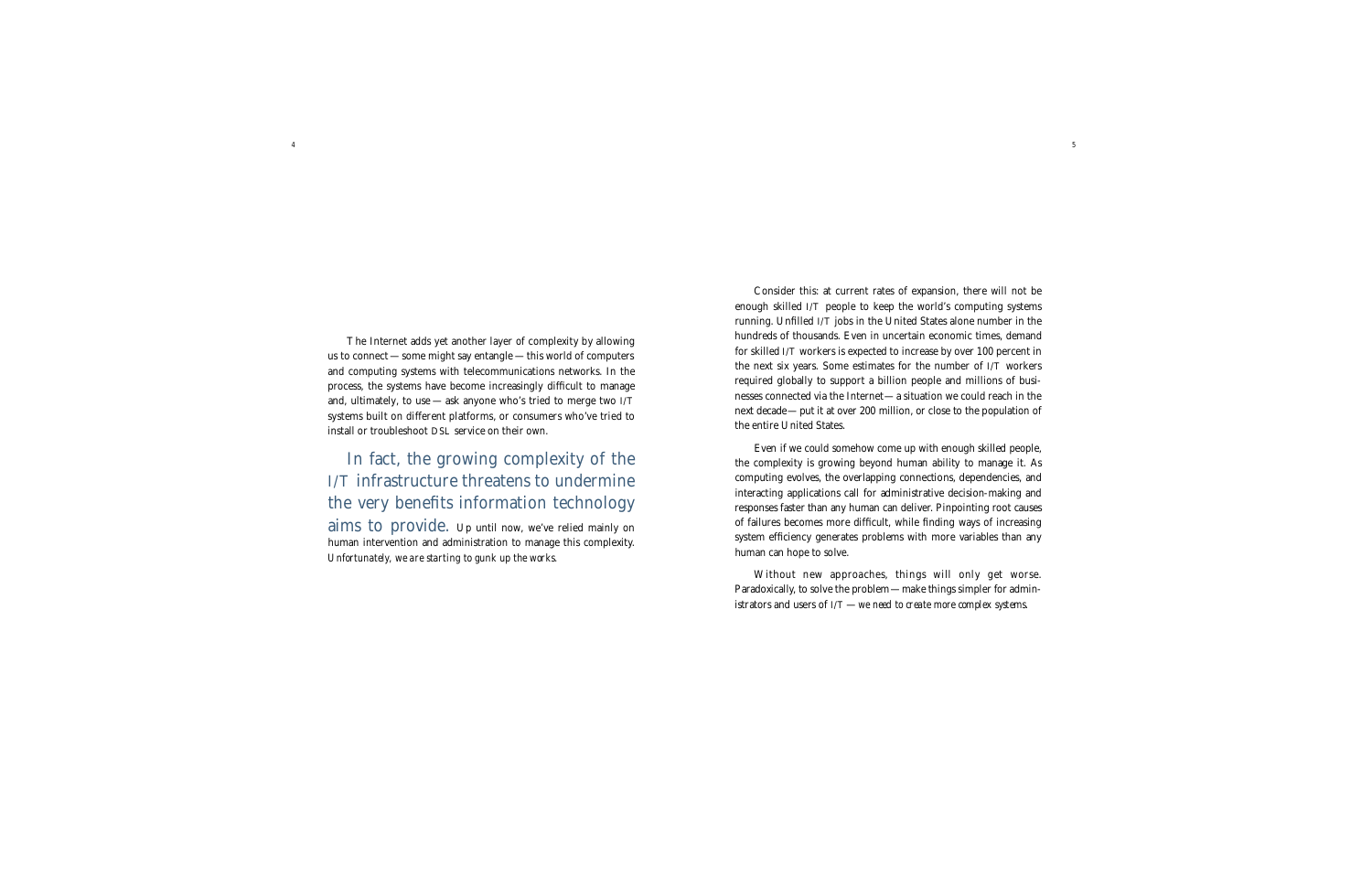The Internet adds yet another layer of complexity by allowing us to connect — some might say entangle — this world of computers and computing systems with telecommunications networks. In the process, the systems have become increasingly difficult to manage and, ultimately, to use — ask anyone who's tried to merge two I/T systems built on different platforms, or consumers who've tried to install or troubleshoot DSL service on their own.

In fact, the growing complexity of the I/T infrastructure threatens to undermine the very benefits information technology aims to provide. Up until now, we've relied mainly on human intervention and administration to manage this complexity. *Unfortunately, we are starting to gunk up the works.*

Consider this: at current rates of expansion, there will not be enough skilled I/T people to keep the world's computing systems running. Unfilled I/T jobs in the United States alone number in the hundreds of thousands. Even in uncertain economic times, demand for skilled I/T workers is expected to increase by over 100 percent in the next six years. Some estimates for the number of I/T workers required globally to support a billion people and millions of businesses connected via the Internet — a situation we could reach in the next decade — put it at over 200 million, or close to the population of the entire United States.

Even if we could somehow come up with enough skilled people, the complexity is growing beyond human ability to manage it. As computing evolves, the overlapping connections, dependencies, and interacting applications call for administrative decision-making and responses faster than any human can deliver. Pinpointing root causes of failures becomes more difficult, while finding ways of increasing system efficiency generates problems with more variables than any human can hope to solve.

Without new approaches, things will only get worse. Paradoxically, to solve the problem — make things simpler for administrators and users of I/T — *we need to create more complex systems.*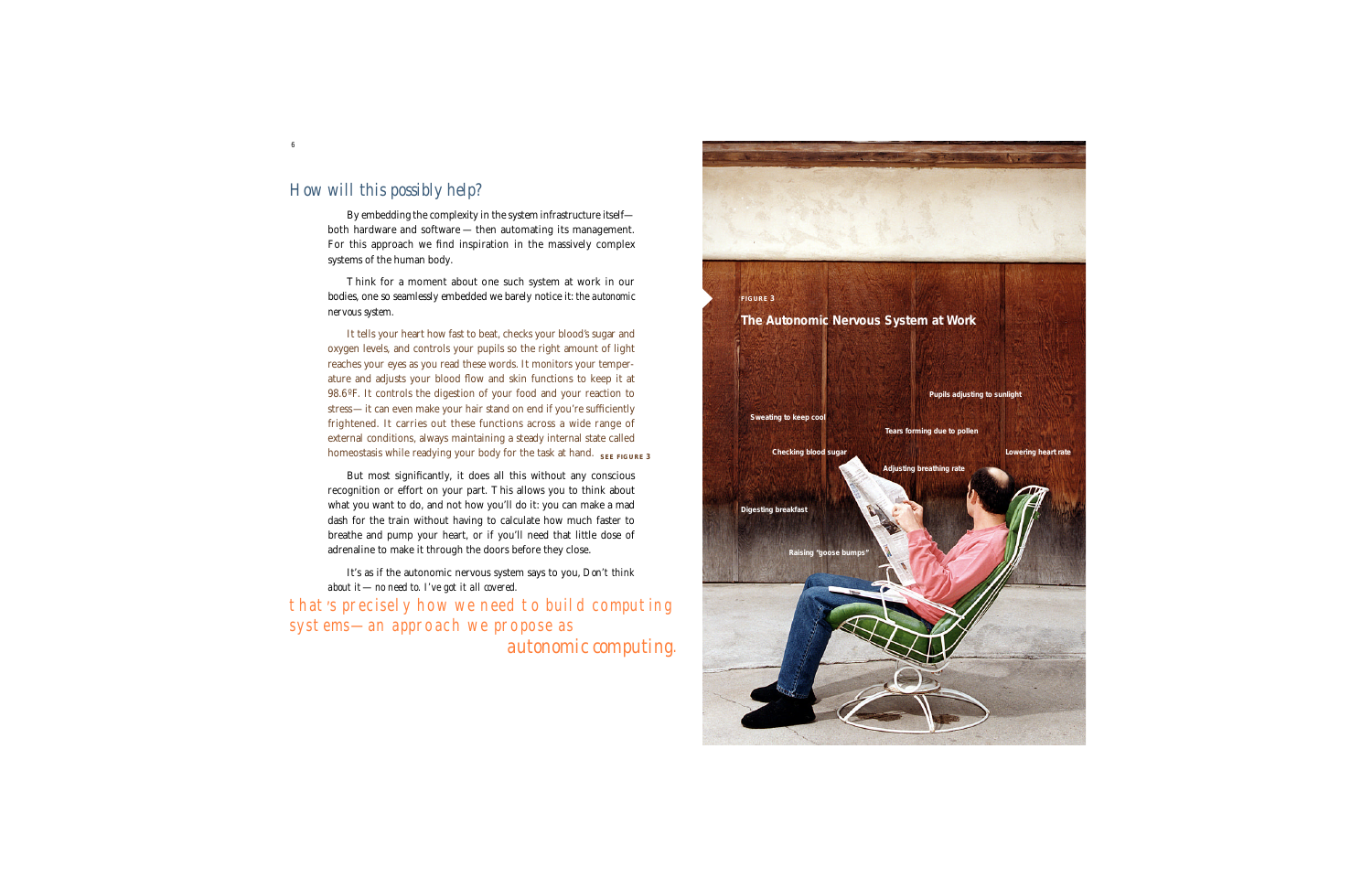## How will this possibly help?

By embedding the complexity in the system infrastructure itself—both hardware and software — then automating its management. For this approach we find inspiration in the massively complex systems of the human body.

Think for a moment about one such system at work in our bodies, one so seamlessly embedded we barely notice it: the *autonomic nervous system.*

It tells your heart how fast to beat, checks your blood's sugar and oxygen levels, and controls your pupils so the right amount of light reaches your eyes as you read these words. It monitors your temperature and adjusts your blood flow and skin functions to keep it at 98.6ºF. It controls the digestion of your food and your reaction to stress— it can even make your hair stand on end if you're sufficiently frightened. It carries out these functions across a wide range of external conditions, always maintaining a steady internal state called homeostasis while readying your body for the task at hand. **SEE FIGURE 3**

But most significantly, it does all this without any conscious recognition or effort on your part. This allows you to think about what you want to do, and not how you'll do it: you can make a mad dash for the train without having to calculate how much faster to breathe and pump your heart, or if you'll need that little dose of adrenaline to make it through the doors before they close.

It's as if the autonomic nervous system says to you, *Don't think about it — no need to. I've got it all covered.*

that's precisely how we need to build computing systems—an approach we propose as *autonomic computing.*

**FIGURE 3**

**The Autonomic Nervous System at Work**

Pupils adjusting to sunlight

Sweating to keep cool

Tears forming due to pollen

Checking blood sugar

Lowering heart rate

Adjusting breathing rate

Digesting breakfast

Raising "goose bumps"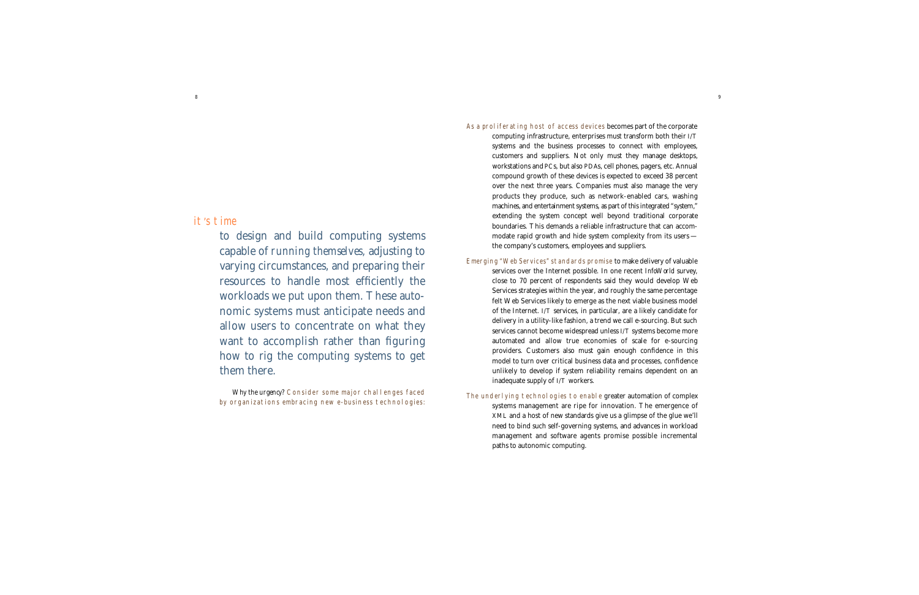## *it's time*

to design and build computing systems capable of *running themselves*, adjusting to varying circumstances, and preparing their resources to handle most efficiently the workloads we put upon them. These autonomic systems must anticipate needs and allow users to concentrate on what they want to accomplish rather than figuring how to rig the computing systems to get them there.

Why the urgency? *Consider some major challenges faced by organizations embracing new e-business technologies:*

*As a proliferating host of access devices* becomes part of the corporate computing infrastructure, enterprises must transform both their I/T systems and the business processes to connect with employees, customers and suppliers. Not only must they manage desktops, workstations and PCs, but also PDAs, cell phones, pagers, etc. Annual compound growth of these devices is expected to exceed 38 percent over the next three years. Companies must also manage the very products they produce, such as network-enabled cars, washing machines, and entertainment systems, as part of this integrated "system," extending the system concept well beyond traditional corporate boundaries. This demands a reliable infrastructure that can accommodate rapid growth and hide system complexity from its users — the company's customers, employees and suppliers.

*Emerging "Web Services" standards promise* to make delivery of valuable services over the Internet possible. In one recent *InfoWorld* survey, close to 70 percent of respondents said they would develop Web Services strategies within the year, and roughly the same percentage felt Web Services likely to emerge as the next viable business model of the Internet. I/T services, in particular, are a likely candidate for delivery in a utility-like fashion, a trend we call e-sourcing. But such services cannot become widespread unless I/T systems become more automated and allow true economies of scale for e-sourcing providers. Customers also must gain enough confidence in this model to turn over critical business data and processes, confidence unlikely to develop if system reliability remains dependent on an inadequate supply of I/T workers.

*The underlying technologies to enable* greater automation of complex systems management are ripe for innovation. The emergence of XML and a host of new standards give us a glimpse of the glue we'll need to bind such self-governing systems, and advances in workload management and software agents promise possible incremental paths to autonomic computing.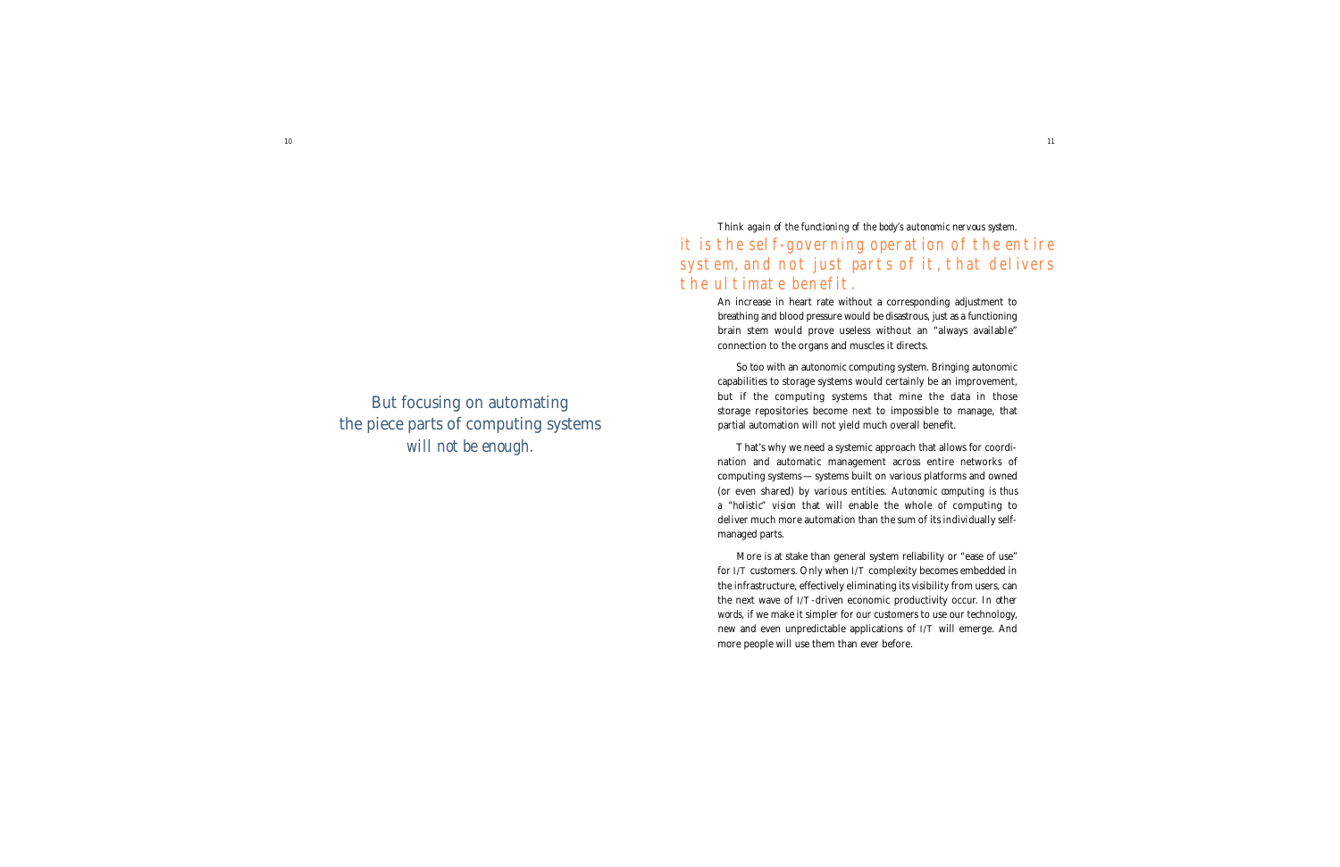## But focusing on automating the piece parts of computing systems *will not be enough.*

*Think again of the functioning of the body's autonomic nervous system.*

## it is the self-governing operation of the entire system, and not just parts of it, that delivers the ultimate benefit.

An increase in heart rate without a corresponding adjustment to breathing and blood pressure would be disastrous, just as a functioning brain stem would prove useless without an "always available" connection to the organs and muscles it directs.

So too with an autonomic computing system. Bringing autonomic capabilities to storage systems would certainly be an improvement, but if the computing systems that mine the data in those storage repositories become next to impossible to manage, that partial automation will not yield much overall benefit.

That's why we need a systemic approach that allows for coordination and automatic management across entire networks of computing systems — systems built on various platforms and owned (or even shared) by various entities. *Autonomic computing is thus a "holistic" vision* that will enable the whole of computing to deliver much more automation than the sum of its individually self-managed parts.

More is at stake than general system reliability or "ease of use" for I/T customers. Only when I/T complexity becomes embedded in the infrastructure, effectively eliminating its visibility from users, can the next wave of I/T-driven economic productivity occur. *In other words,* if we make it simpler for our customers to use our technology, new and even unpredictable applications of I/T will emerge. And more people will use them than ever before.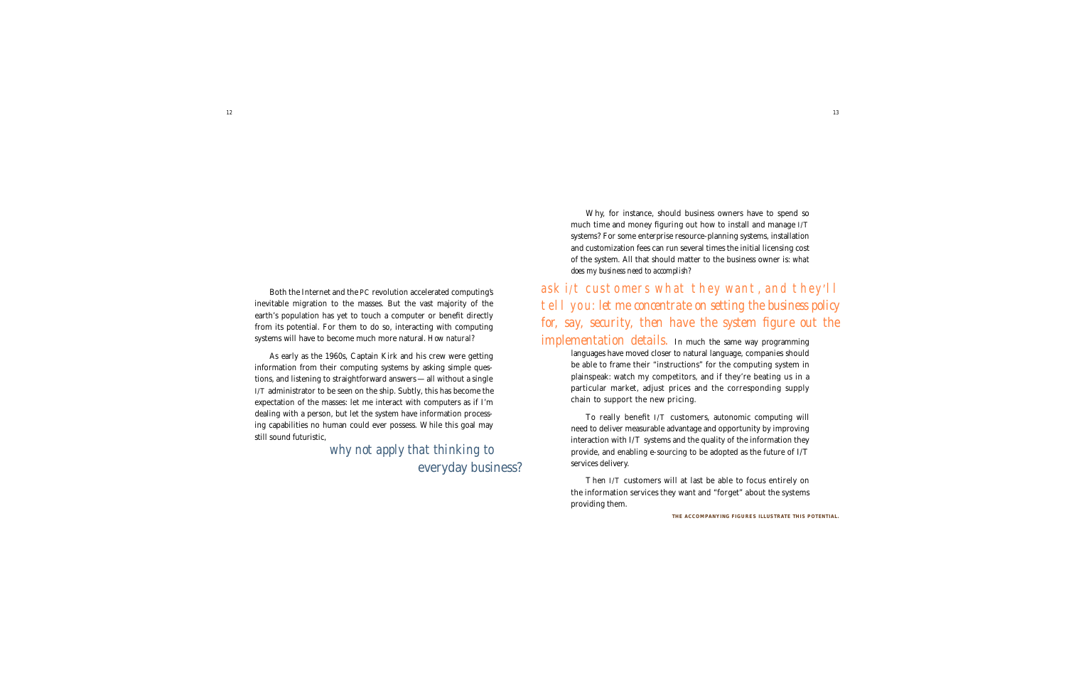Both the Internet and the PC revolution accelerated computing's inevitable migration to the masses. But the vast majority of the earth's population has yet to touch a computer or benefit directly from its potential. For them to do so, interacting with computing systems will have to become much more natural. How natural?

As early as the 1960s, Captain Kirk and his crew were getting information from their computing systems by asking simple questions, and listening to straightforward answers — all without a single I/T administrator to be seen on the ship. Subtly, this has become the expectation of the masses: let me interact with computers as if I'm dealing with a person, but let the system have information processing capabilities no human could ever possess. While this goal may still sound futuristic,

*why not apply that thinking to everyday business?*

Why, for instance, should business owners have to spend so much time and money figuring out how to install and manage I/T systems? For some enterprise resource-planning systems, installation and customization fees can run several times the initial licensing cost of the system. All that should matter to the business owner is: *what does my business need to accomplish?*

*ask i/t customers what they want, and they'll tell you: let me concentrate on setting the business policy for, say, security, then have the system figure out the implementation details.* In much the same way programming languages have moved closer to natural language, companies should be able to frame their "instructions" for the computing system in plainspeak: watch my competitors, and if they're beating us in a particular market, adjust prices and the corresponding supply chain to support the new pricing.

To really benefit I/T customers, autonomic computing will need to deliver measurable advantage and opportunity by improving interaction with I/T systems and the quality of the information they provide, and enabling e-sourcing to be adopted as the future of I/T services delivery.

Then I/T customers will at last be able to focus entirely on the information services they want and "forget" about the systems providing them.

**THE ACCOMPANYING FIGURES ILLUSTRATE THIS POTENTIAL.**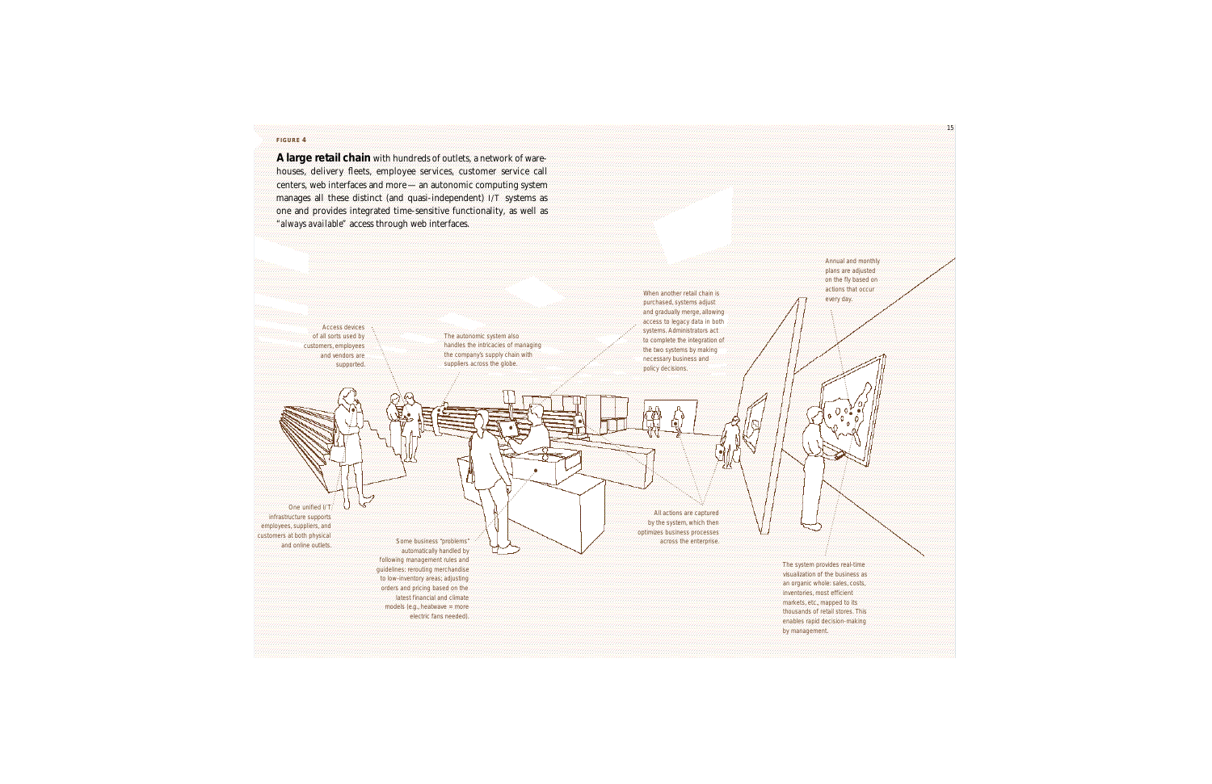**FIGURE 4**

**A large retail chain** with hundreds of outlets, a network of warehouses, delivery fleets, employee services, customer service call centers, web interfaces and more — an autonomic computing system manages all these distinct (and quasi-independent) I/T systems as one and provides integrated time-sensitive functionality, as well as "always available" access through web interfaces.

Access devices of all sorts used by customers, employees and vendors are supported.

The autonomic system also handles the intricacies of managing the company's supply chain with suppliers across the globe.

When another retail chain is purchased, systems adjust and gradually merge, allowing access to legacy data in both systems. Administrators act to complete the integration of the two systems by making necessary business and policy decisions.

Annual and monthly plans are adjusted on the fly based on actions that occur every day.

One unified I/T infrastructure supports employees, suppliers, and customers at both physical and online outlets.

Some business "problems" automatically handled by following management rules and guidelines: rerouting merchandise to low-inventory areas; adjusting orders and pricing based on the latest financial and climate models (e.g., heatwave = more electric fans needed).

All actions are captured by the system, which then optimizes business processes across the enterprise.

The system provides real-time visualization of the business as an organic whole: sales, costs, inventories, most efficient markets, etc., mapped to its thousands of retail stores. This enables rapid decision-making by management.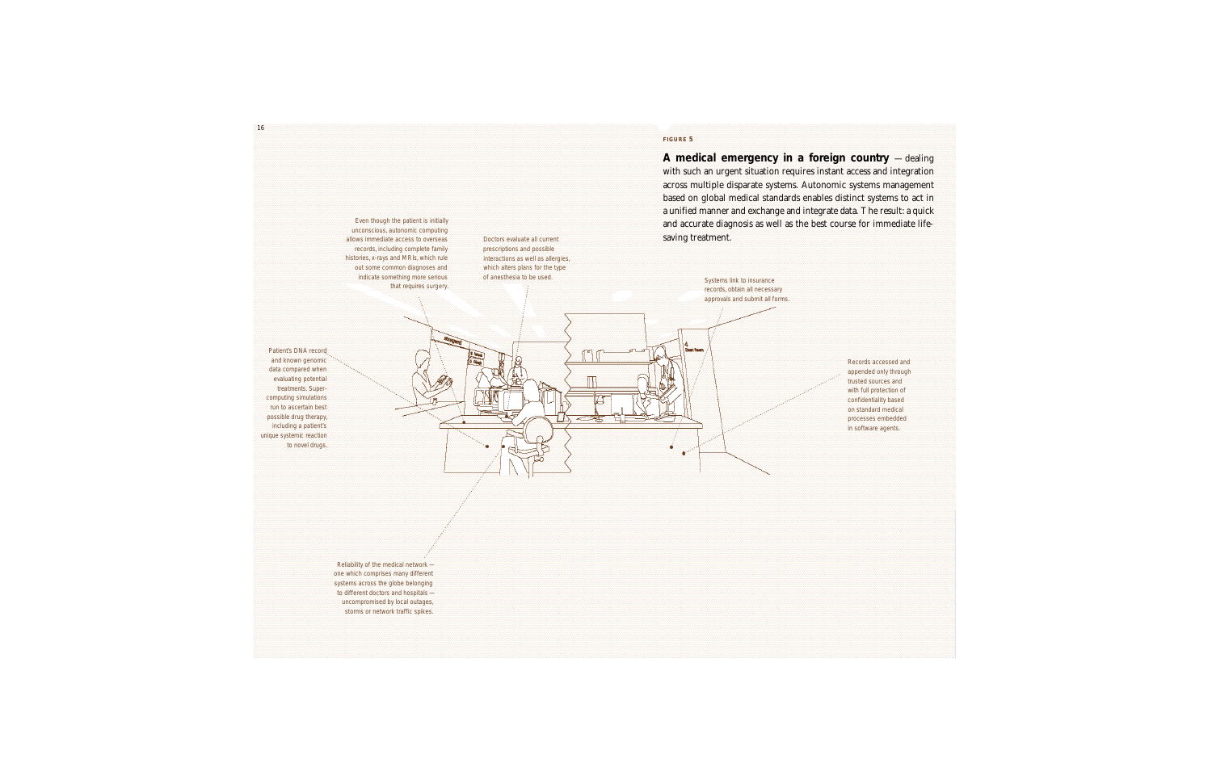**FIGURE 5**

**A medical emergency in a foreign country** — dealing with such an urgent situation requires instant access and integration across multiple disparate systems. Autonomic systems management based on global medical standards enables distinct systems to act in a unified manner and exchange and integrate data. The result: a quick and accurate diagnosis as well as the best course for immediate life-saving treatment.

Even though the patient is initially unconscious, autonomic computing allows immediate access to overseas records, including complete family histories, x-rays and MRIs, which rule out some common diagnoses and indicate something more serious that requires surgery.

Doctors evaluate all current prescriptions and possible interactions as well as allergies, which alters plans for the type of anesthesia to be used.

Systems link to insurance records, obtain all necessary approvals and submit all forms.

Patient's DNA record and known genomic data compared when evaluating potential treatments. Supercomputing simulations run to ascertain best possible drug therapy, including a patient's unique systemic reaction to novel drugs.

Records accessed and appended only through trusted sources and with full protection of confidentiality based on standard medical processes embedded in software agents.

Reliability of the medical network — one which comprises many different systems across the globe belonging to different doctors and hospitals — uncompromised by local outages, storms or network traffic spikes.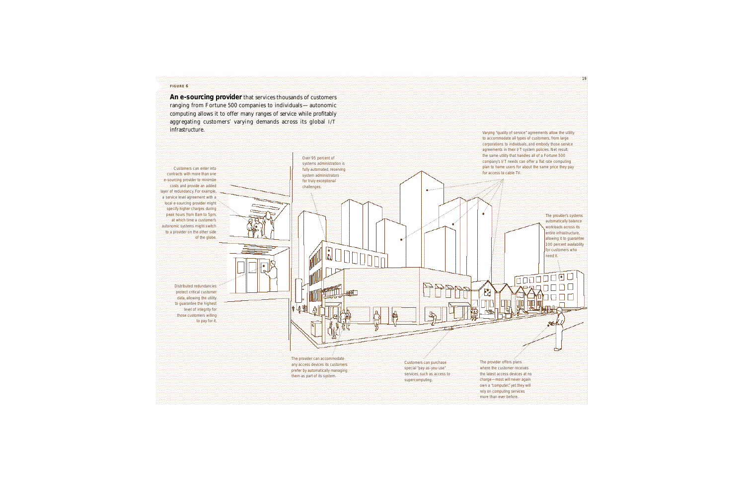**FIGURE 6**

**An e-sourcing provider** that services thousands of customers ranging from Fortune 500 companies to individuals— autonomic computing allows it to offer many ranges of service while profitably aggregating customers' varying demands across its global I/T infrastructure.

Customers can enter into contracts with more than one e-sourcing provider to minimize costs and provide an added layer of redundancy. For example, a service level agreement with a local e-sourcing provider might specify higher charges during peak hours from 8am to 5pm, at which time a customer's autonomic systems might switch to a provider on the other side of the globe.

Distributed redundancies protect critical customer data, allowing the utility to guarantee the highest level of integrity for those customers willing to pay for it.

Over 95 percent of systems administration is fully automated, reserving system administrators for truly exceptional challenges.

Varying "quality of service" agreements allow the utility to accommodate all types of customers, from large corporations to individuals, and embody those service agreements in their I/T system policies. Net result: the same utility that handles all of a Fortune 500 company's I/T needs can offer a flat rate computing plan to home users for about the same price they pay for access to cable TV.

The provider's systems automatically balance workloads across its entire infrastructure, allowing it to guarantee 100 percent availability for customers who need it.

The provider can accommodate any access devices its customers prefer by automatically managing them as part of its system.

Customers can purchase special "pay-as-you-use" services, such as access to supercomputing.

The provider offers plans where the customer receives the latest access devices at no charge—most will never again own a "computer," yet they will rely on computing services more than ever before.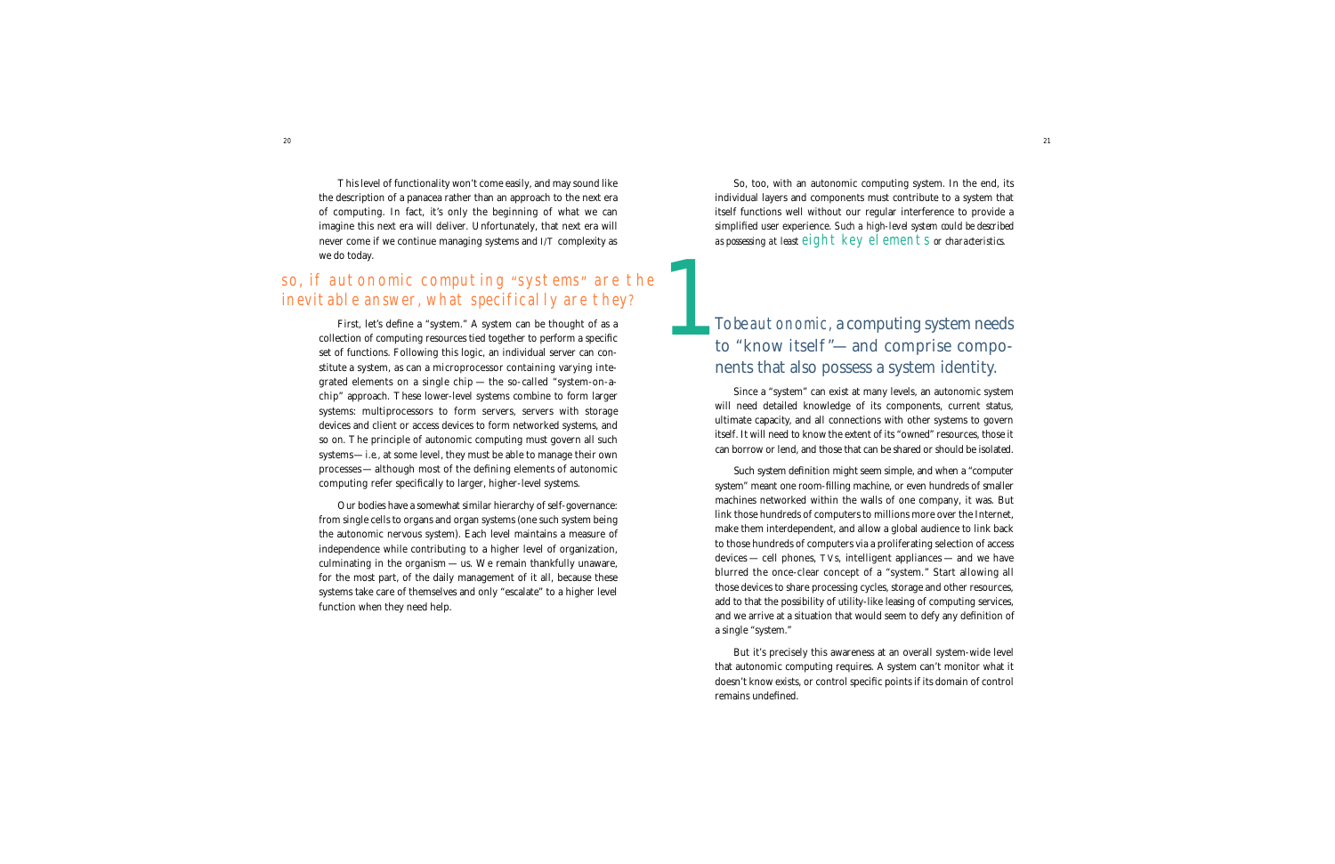This level of functionality won't come easily, and may sound like the description of a panacea rather than an approach to the next era of computing. In fact, it's only the beginning of what we can imagine this next era will deliver. Unfortunately, that next era will never come if we continue managing systems and I/T complexity as we do today.

## so, if autonomic computing "systems" are the inevitable answer, what specifically are they?

First, let's define a "system." A system can be thought of as a collection of computing resources tied together to perform a specific set of functions. Following this logic, an individual server can constitute a system, as can a microprocessor containing varying integrated elements on a single chip — the so-called "system-on-a-chip" approach. These lower-level systems combine to form larger systems: multiprocessors to form servers, servers with storage devices and client or access devices to form networked systems, and so on. The principle of autonomic computing must govern all such systems — i.e., at some level, they must be able to manage their own processes — although most of the defining elements of autonomic computing refer specifically to larger, higher-level systems.

Our bodies have a somewhat similar hierarchy of self-governance: from single cells to organs and organ systems (one such system being the autonomic nervous system). Each level maintains a measure of independence while contributing to a higher level of organization, culminating in the organism — us. We remain thankfully unaware, for the most part, of the daily management of it all, because these systems take care of themselves and only "escalate" to a higher level function when they need help.

So, too, with an autonomic computing system. In the end, its individual layers and components must contribute to a system that itself functions well without our regular interference to provide a simplified user experience. *Such a high-level system could be described as possessing at least* eight key elements *or characteristics.*

## 1 To be *autonomic*, a computing system needs to "know itself"— and comprise components that also possess a system identity.

Since a "system" can exist at many levels, an autonomic system will need detailed knowledge of its components, current status, ultimate capacity, and all connections with other systems to govern itself. It will need to know the extent of its "owned" resources, those it can borrow or lend, and those that can be shared or should be isolated.

Such system definition might seem simple, and when a "computer system" meant one room-filling machine, or even hundreds of smaller machines networked within the walls of one company, it was. But link those hundreds of computers to millions more over the Internet, make them interdependent, and allow a global audience to link back to those hundreds of computers via a proliferating selection of access devices — cell phones, TVs, intelligent appliances — and we have blurred the once-clear concept of a "system." Start allowing all those devices to share processing cycles, storage and other resources, add to that the possibility of utility-like leasing of computing services, and we arrive at a situation that would seem to defy any definition of a single "system."

But it's precisely this awareness at an overall system-wide level that autonomic computing requires. A system can't monitor what it doesn't know exists, or control specific points if its domain of control remains undefined.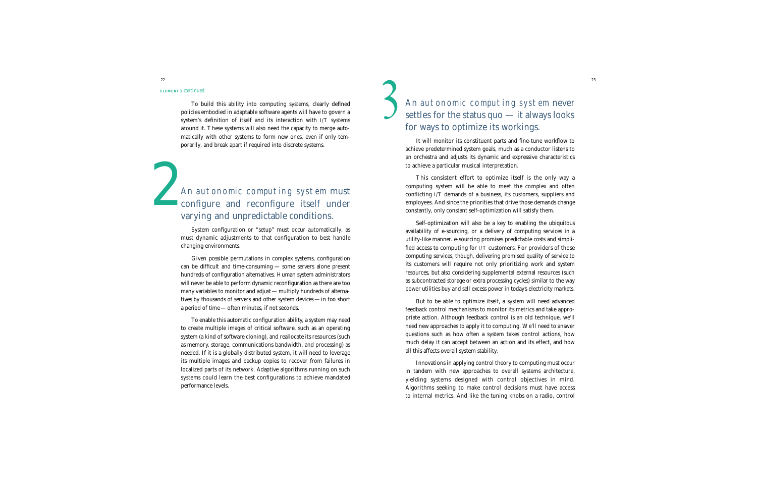**ELEMENT 1** *continued*

To build this ability into computing systems, clearly defined policies embodied in adaptable software agents will have to govern a system's definition of itself and its interaction with I/T systems around it. These systems will also need the capacity to merge automatically with other systems to form new ones, even if only temporarily, and break apart if required into discrete systems.

## 2 *An autonomic computing system* must configure and reconfigure itself under varying and unpredictable conditions.

System configuration or "setup" must occur automatically, as must dynamic adjustments to that configuration to best handle changing environments.

Given possible permutations in complex systems, configuration can be difficult and time-consuming — some servers alone present hundreds of configuration alternatives. Human system administrators will never be able to perform dynamic reconfiguration as there are too many variables to monitor and adjust — multiply hundreds of alternatives by thousands of servers and other system devices — in too short a period of time — often minutes, if not seconds.

To enable this automatic configuration ability, a system may need to create multiple images of critical software, such as an operating system (a kind of software cloning), and reallocate its resources (such as memory, storage, communications bandwidth, and processing) as needed. If it is a globally distributed system, it will need to leverage its multiple images and backup copies to recover from failures in localized parts of its network. Adaptive algorithms running on such systems could learn the best configurations to achieve mandated performance levels.

## 3 *An autonomic computing system* never settles for the status quo — it always looks for ways to optimize its workings.

It will monitor its constituent parts and fine-tune workflow to achieve predetermined system goals, much as a conductor listens to an orchestra and adjusts its dynamic and expressive characteristics to achieve a particular musical interpretation.

This consistent effort to optimize itself is the only way a computing system will be able to meet the complex and often conflicting I/T demands of a business, its customers, suppliers and employees. And since the priorities that drive those demands change constantly, only constant self-optimization will satisfy them.

Self-optimization will also be a key to enabling the ubiquitous availability of e-sourcing, or a delivery of computing services in a utility-like manner. e-sourcing promises predictable costs and simplified access to computing for I/T customers. For providers of those computing services, though, delivering promised quality of service to its customers will require not only prioritizing work and system resources, but also considering supplemental external resources (such as subcontracted storage or extra processing cycles) similar to the way power utilities buy and sell excess power in today's electricity markets.

But to be able to optimize itself, a system will need advanced feedback control mechanisms to monitor its metrics and take appropriate action. Although feedback control is an old technique, we'll need new approaches to apply it to computing. We'll need to answer questions such as how often a system takes control actions, how much delay it can accept between an action and its effect, and how all this affects overall system stability.

Innovations in applying control theory to computing must occur in tandem with new approaches to overall systems architecture, yielding systems designed with control objectives in mind. Algorithms seeking to make control decisions must have access to internal metrics. And like the tuning knobs on a radio, control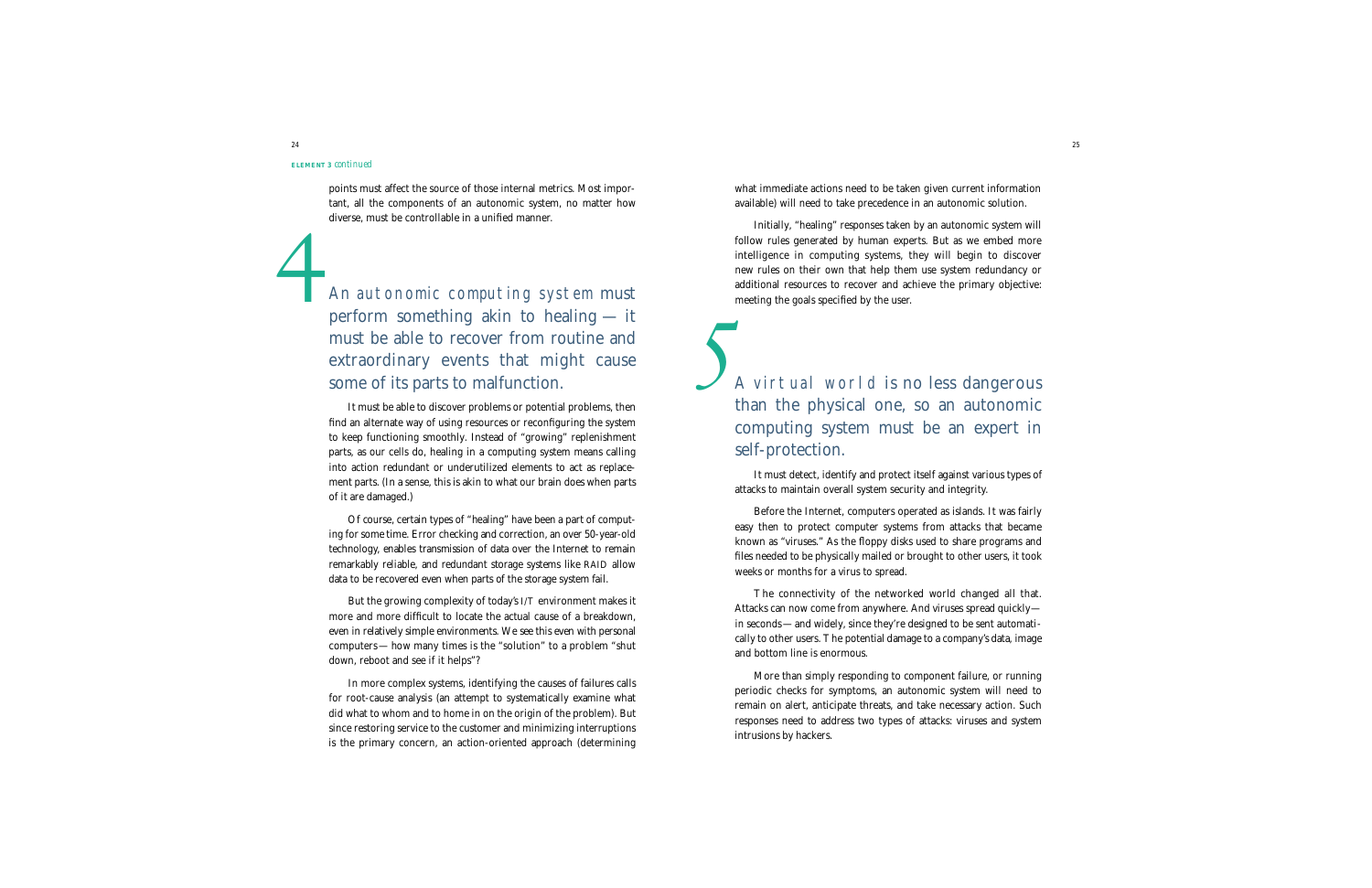**ELEMENT 3** *continued*

points must affect the source of those internal metrics. Most important, all the components of an autonomic system, no matter how diverse, must be controllable in a unified manner.

## 4 An autonomic computing system must perform something akin to healing — it must be able to recover from routine and extraordinary events that might cause some of its parts to malfunction.

It must be able to discover problems or potential problems, then find an alternate way of using resources or reconfiguring the system to keep functioning smoothly. Instead of "growing" replenishment parts, as our cells do, healing in a computing system means calling into action redundant or underutilized elements to act as replacement parts. (In a sense, this is akin to what our brain does when parts of it are damaged.)

Of course, certain types of "healing" have been a part of computing for some time. Error checking and correction, an over 50-year-old technology, enables transmission of data over the Internet to remain remarkably reliable, and redundant storage systems like RAID allow data to be recovered even when parts of the storage system fail.

But the growing complexity of today's I/T environment makes it more and more difficult to locate the actual cause of a breakdown, even in relatively simple environments. We see this even with personal computers — how many times is the "solution" to a problem "shut down, reboot and see if it helps"?

In more complex systems, identifying the causes of failures calls for root-cause analysis (an attempt to systematically examine what did what to whom and to home in on the origin of the problem). But since restoring service to the customer and minimizing interruptions is the primary concern, an action-oriented approach (determining what immediate actions need to be taken given current information available) will need to take precedence in an autonomic solution.

Initially, "healing" responses taken by an autonomic system will follow rules generated by human experts. But as we embed more intelligence in computing systems, they will begin to discover new rules on their own that help them use system redundancy or additional resources to recover and achieve the primary objective: meeting the goals specified by the user.

## 5 A virtual world is no less dangerous than the physical one, so an autonomic computing system must be an expert in self-protection.

It must detect, identify and protect itself against various types of attacks to maintain overall system security and integrity.

Before the Internet, computers operated as islands. It was fairly easy then to protect computer systems from attacks that became known as "viruses." As the floppy disks used to share programs and files needed to be physically mailed or brought to other users, it took weeks or months for a virus to spread.

The connectivity of the networked world changed all that. Attacks can now come from anywhere. And viruses spread quickly — in seconds — and widely, since they're designed to be sent automatically to other users. The potential damage to a company's data, image and bottom line is enormous.

More than simply responding to component failure, or running periodic checks for symptoms, an autonomic system will need to remain on alert, anticipate threats, and take necessary action. Such responses need to address two types of attacks: viruses and system intrusions by hackers.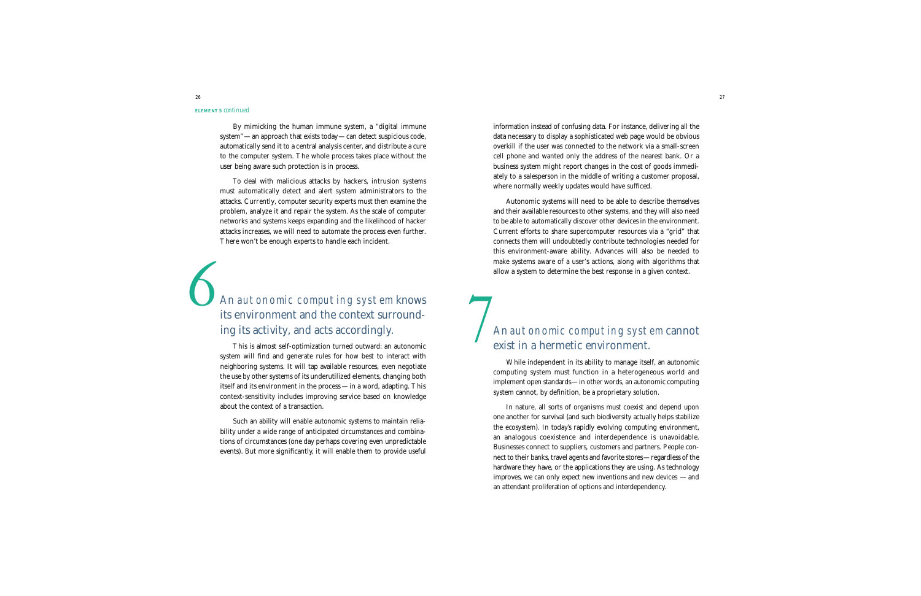By mimicking the human immune system, a "digital immune system"— an approach that exists today— can detect suspicious code, automatically send it to a central analysis center, and distribute a cure to the computer system. The whole process takes place without the user being aware such protection is in process.

To deal with malicious attacks by hackers, intrusion systems must automatically detect and alert system administrators to the attacks. Currently, computer security experts must then examine the problem, analyze it and repair the system. As the scale of computer networks and systems keeps expanding and the likelihood of hacker attacks increases, we will need to automate the process even further. There won't be enough experts to handle each incident.

## 6 *An autonomic computing system* knows its environment and the context surrounding its activity, and acts accordingly.

This is almost self-optimization turned outward: an autonomic system will find and generate rules for how best to interact with neighboring systems. It will tap available resources, even negotiate the use by other systems of its underutilized elements, changing both itself and its environment in the process — in a word, adapting. This context-sensitivity includes improving service based on knowledge about the context of a transaction.

Such an ability will enable autonomic systems to maintain reliability under a wide range of anticipated circumstances and combinations of circumstances (one day perhaps covering even unpredictable events). But more significantly, it will enable them to provide useful information instead of confusing data. For instance, delivering all the data necessary to display a sophisticated web page would be obvious overkill if the user was connected to the network via a small-screen cell phone and wanted only the address of the nearest bank. Or a business system might report changes in the cost of goods immediately to a salesperson in the middle of writing a customer proposal, where normally weekly updates would have sufficed.

Autonomic systems will need to be able to describe themselves and their available resources to other systems, and they will also need to be able to automatically discover other devices in the environment. Current efforts to share supercomputer resources via a "grid" that connects them will undoubtedly contribute technologies needed for this environment-aware ability. Advances will also be needed to make systems aware of a user's actions, along with algorithms that allow a system to determine the best response in a given context.

## 7 *An autonomic computing system* cannot exist in a hermetic environment.

While independent in its ability to manage itself, an autonomic computing system must function in a heterogeneous world and implement open standards— in other words, an autonomic computing system cannot, by definition, be a proprietary solution.

In nature, all sorts of organisms must coexist and depend upon one another for survival (and such biodiversity actually helps stabilize the ecosystem). In today's rapidly evolving computing environment, an analogous coexistence and interdependence is unavoidable. Businesses connect to suppliers, customers and partners. People connect to their banks, travel agents and favorite stores— regardless of the hardware they have, or the applications they are using. As technology improves, we can only expect new inventions and new devices — and an attendant proliferation of options and interdependency.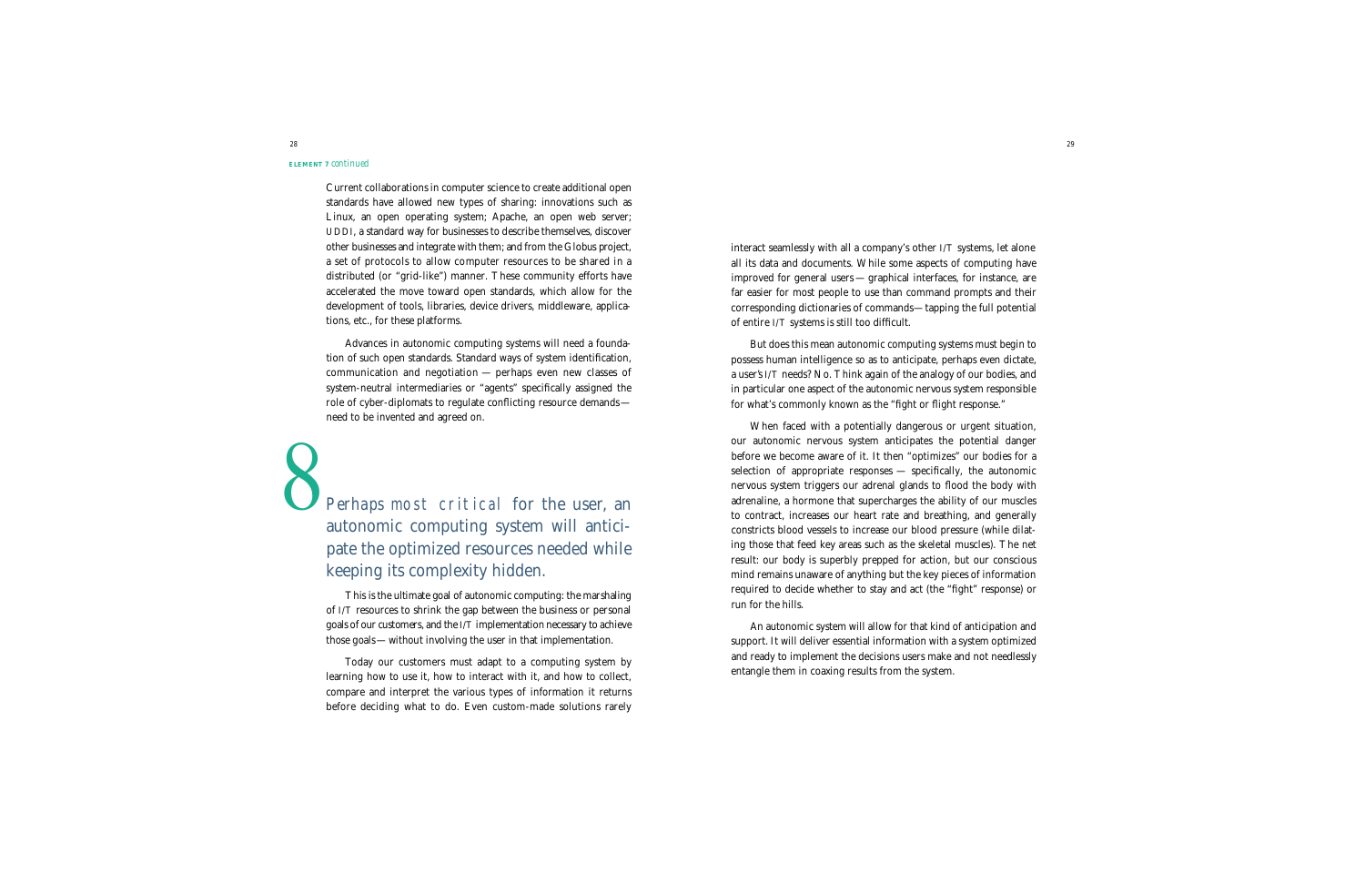**ELEMENT 7** *continued*

Current collaborations in computer science to create additional open standards have allowed new types of sharing: innovations such as Linux, an open operating system; Apache, an open web server; UDDI, a standard way for businesses to describe themselves, discover other businesses and integrate with them; and from the Globus project, a set of protocols to allow computer resources to be shared in a distributed (or "grid-like") manner. These community efforts have accelerated the move toward open standards, which allow for the development of tools, libraries, device drivers, middleware, applications, etc., for these platforms.

Advances in autonomic computing systems will need a foundation of such open standards. Standard ways of system identification, communication and negotiation — perhaps even new classes of system-neutral intermediaries or "agents" specifically assigned the role of cyber-diplomats to regulate conflicting resource demands — need to be invented and agreed on.

## 8 Perhaps *most critical* for the user, an autonomic computing system will anticipate the optimized resources needed while keeping its complexity hidden.

This is the ultimate goal of autonomic computing: the marshaling of I/T resources to shrink the gap between the business or personal goals of our customers, and the I/T implementation necessary to achieve those goals — without involving the user in that implementation.

Today our customers must adapt to a computing system by learning how to use it, how to interact with it, and how to collect, compare and interpret the various types of information it returns before deciding what to do. Even custom-made solutions rarely interact seamlessly with all a company's other I/T systems, let alone all its data and documents. While some aspects of computing have improved for general users — graphical interfaces, for instance, are far easier for most people to use than command prompts and their corresponding dictionaries of commands—tapping the full potential of entire I/T systems is still too difficult.

But does this mean autonomic computing systems must begin to possess human intelligence so as to anticipate, perhaps even dictate, a user's I/T needs? No. Think again of the analogy of our bodies, and in particular one aspect of the autonomic nervous system responsible for what's commonly known as the "fight or flight response."

When faced with a potentially dangerous or urgent situation, our autonomic nervous system anticipates the potential danger before we become aware of it. It then "optimizes" our bodies for a selection of appropriate responses — specifically, the autonomic nervous system triggers our adrenal glands to flood the body with adrenaline, a hormone that supercharges the ability of our muscles to contract, increases our heart rate and breathing, and generally constricts blood vessels to increase our blood pressure (while dilating those that feed key areas such as the skeletal muscles). The net result: our body is superbly prepped for action, but our conscious mind remains unaware of anything but the key pieces of information required to decide whether to stay and act (the "fight" response) or run for the hills.

An autonomic system will allow for that kind of anticipation and support. It will deliver essential information with a system optimized and ready to implement the decisions users make and not needlessly entangle them in coaxing results from the system.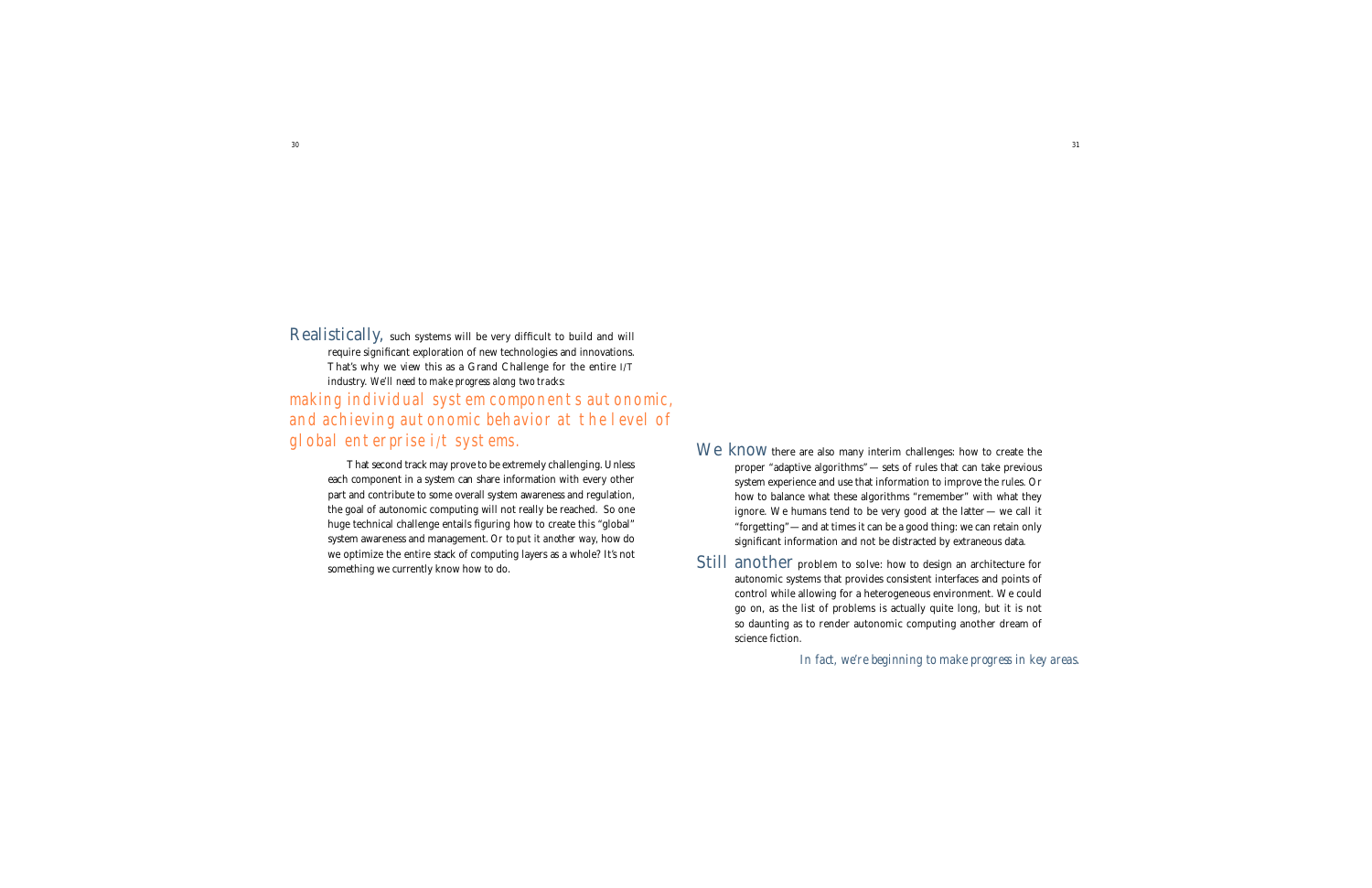Realistically, such systems will be very difficult to build and will require significant exploration of new technologies and innovations. That's why we view this as a Grand Challenge for the entire I/T industry. *We'll need to make progress along two tracks:*

*making individual system components autonomic, and achieving autonomic behavior at the level of global enterprise i/t systems.*

That second track may prove to be extremely challenging. Unless each component in a system can share information with every other part and contribute to some overall system awareness and regulation, the goal of autonomic computing will not really be reached. So one huge technical challenge entails figuring how to create this "global" system awareness and management. Or to put it another way, how do we optimize the entire stack of computing layers as a whole? It's not something we currently know how to do.

We know there are also many interim challenges: how to create the proper "adaptive algorithms" — sets of rules that can take previous system experience and use that information to improve the rules. Or how to balance what these algorithms "remember" with what they ignore. We humans tend to be very good at the latter — we call it "forgetting" — and at times it can be a good thing: we can retain only significant information and not be distracted by extraneous data.

Still another problem to solve: how to design an architecture for autonomic systems that provides consistent interfaces and points of control while allowing for a heterogeneous environment. We could go on, as the list of problems is actually quite long, but it is not so daunting as to render autonomic computing another dream of science fiction.

*In fact, we're beginning to make progress in key areas.*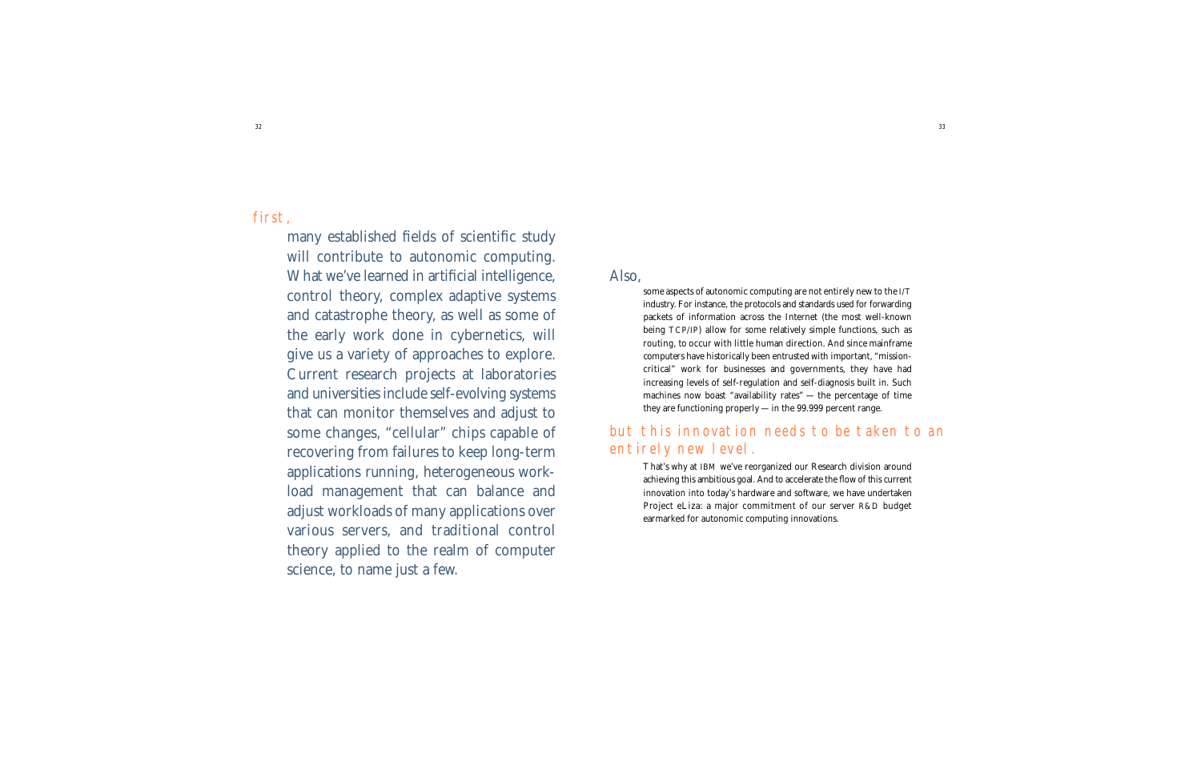first,

many established fields of scientific study will contribute to autonomic computing. What we've learned in artificial intelligence, control theory, complex adaptive systems and catastrophe theory, as well as some of the early work done in cybernetics, will give us a variety of approaches to explore. Current research projects at laboratories and universities include self-evolving systems that can monitor themselves and adjust to some changes, "cellular" chips capable of recovering from failures to keep long-term applications running, heterogeneous workload management that can balance and adjust workloads of many applications over various servers, and traditional control theory applied to the realm of computer science, to name just a few.

Also,

some aspects of autonomic computing are not entirely new to the IT industry. For instance, the protocols and standards used for forwarding packets of information across the Internet (the most well-known being TCP/IP) allow for some relatively simple functions, such as routing, to occur with little human direction. And since mainframe computers have historically been entrusted with important, "mission-critical" work for businesses and governments, they have had increasing levels of self-regulation and self-diagnosis built in. Such machines now boast "availability rates" — the percentage of time they are functioning properly — in the 99.999 percent range.

but this innovation needs to be taken to an entirely new level.

That's why at IBM we've reorganized our Research division around achieving this ambitious goal. And to accelerate the flow of this current innovation into today's hardware and software, we have undertaken Project eLiza: a major commitment of our server R&D budget earmarked for autonomic computing innovations.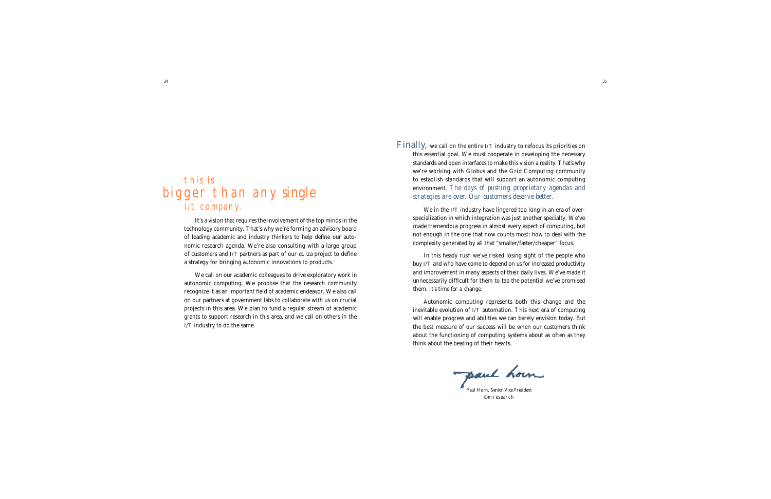## this is
# bigger than any single
## i/t company.

It's a vision that requires the involvement of the top minds in the technology community. That's why we're forming an advisory board of leading academic and industry thinkers to help define our autonomic research agenda. We're also consulting with a large group of customers and I/T partners as part of our eLiza project to define a strategy for bringing autonomic innovations to products.

We call on our academic colleagues to drive exploratory work in autonomic computing. We propose that the research community recognize it as an important field of academic endeavor. We also call on our partners at government labs to collaborate with us on crucial projects in this area. We plan to fund a regular stream of academic grants to support research in this area, and we call on others in the I/T industry to do the same.

Finally, we call on the entire I/T industry to refocus its priorities on this essential goal. We must cooperate in developing the necessary standards and open interfaces to make this vision a reality. That's why we're working with Globus and the Grid Computing community to establish standards that will support an autonomic computing environment. *The days of pushing proprietary agendas and strategies are over. Our customers deserve better.*

We in the I/T industry have lingered too long in an era of overspecialization in which integration was just another specialty. We've made tremendous progress in almost every aspect of computing, but not enough in the one that now counts most: how to deal with the complexity generated by all that "smaller/faster/cheaper" focus.

In this heady rush we've risked losing sight of the people who buy I/T and who have come to depend on us for increased productivity and improvement in many aspects of their daily lives. We've made it unnecessarily difficult for them to tap the potential we've promised them. *It's time for a change.*

Autonomic computing represents both this change and the inevitable evolution of I/T automation. This next era of computing will enable progress and abilities we can barely envision today. But the best measure of our success will be when our customers think about the functioning of computing systems about as often as they think about the beating of their hearts.

*Paul Horn*

Paul Horn, *Senior Vice President*
*ibm research*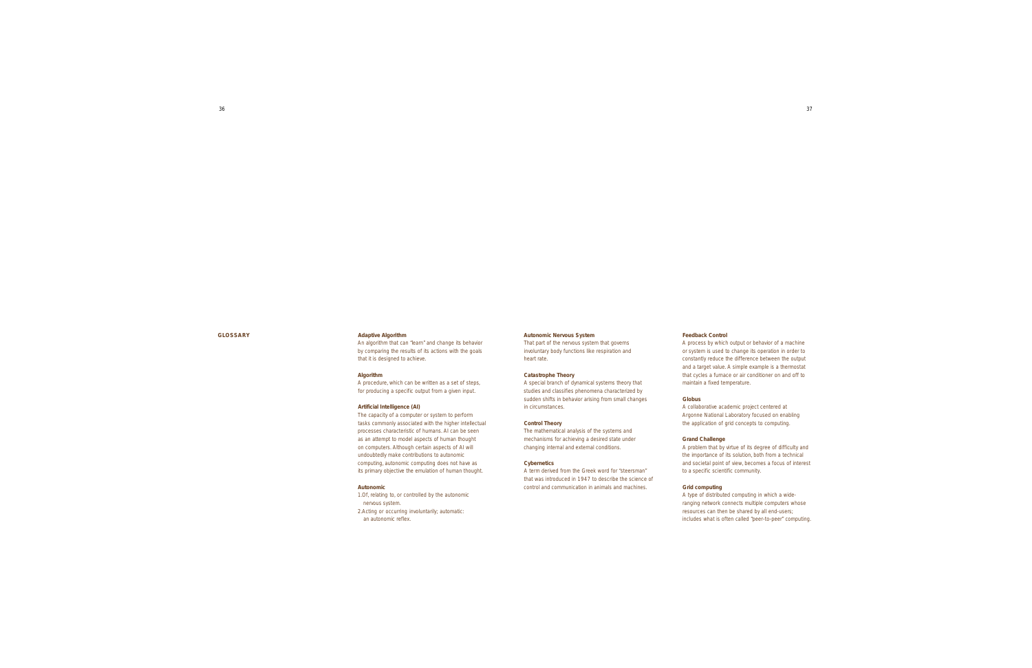## GLOSSARY

**Adaptive Algorithm**
An algorithm that can "learn" and change its behavior by comparing the results of its actions with the goals that it is designed to achieve.

**Algorithm**
A procedure, which can be written as a set of steps, for producing a specific output from a given input.

**Artificial Intelligence (AI)**
The capacity of a computer or system to perform tasks commonly associated with the higher intellectual processes characteristic of humans. AI can be seen as an attempt to model aspects of human thought on computers. Although certain aspects of AI will undoubtedly make contributions to autonomic computing, autonomic computing does not have as its primary objective the emulation of human thought.

**Autonomic**
1. Of, relating to, or controlled by the autonomic nervous system.
2. Acting or occurring involuntarily; automatic: an autonomic reflex.

**Autonomic Nervous System**
That part of the nervous system that governs involuntary body functions like respiration and heart rate.

**Catastrophe Theory**
A special branch of dynamical systems theory that studies and classifies phenomena characterized by sudden shifts in behavior arising from small changes in circumstances.

**Control Theory**
The mathematical analysis of the systems and mechanisms for achieving a desired state under changing internal and external conditions.

**Cybernetics**
A term derived from the Greek word for "steersman" that was introduced in 1947 to describe the science of control and communication in animals and machines.

**Feedback Control**
A process by which output or behavior of a machine or system is used to change its operation in order to constantly reduce the difference between the output and a target value. A simple example is a thermostat that cycles a furnace or air conditioner on and off to maintain a fixed temperature.

**Globus**
A collaborative academic project centered at Argonne National Laboratory focused on enabling the application of grid concepts to computing.

**Grand Challenge**
A problem that by virtue of its degree of difficulty and the importance of its solution, both from a technical and societal point of view, becomes a focus of interest to a specific scientific community.

**Grid computing**
A type of distributed computing in which a wide-ranging network connects multiple computers whose resources can then be shared by all end-users; includes what is often called "peer-to-peer" computing.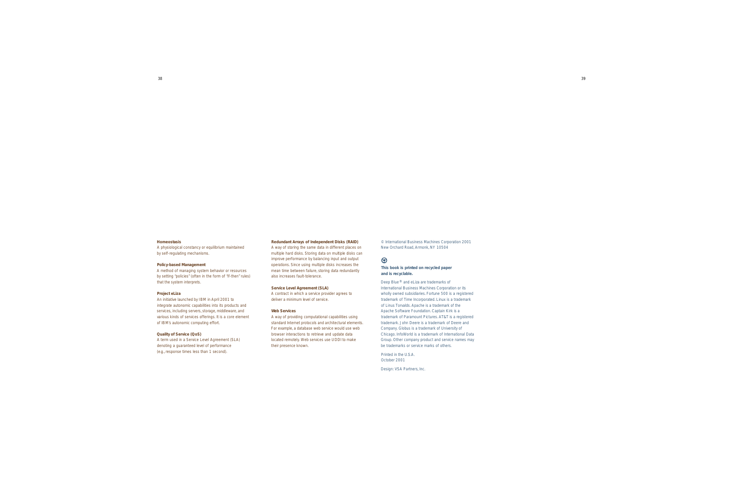**Homeostasis**
A physiological constancy or equilibrium maintained by self-regulating mechanisms.

**Policy-based Management**
A method of managing system behavior or resources by setting "policies" (often in the form of "if-then" rules) that the system interprets.

**Project eLiza**
An initiative launched by IBM in April 2001 to integrate autonomic capabilities into its products and services, including servers, storage, middleware, and various kinds of services offerings. It is a core element of IBM's autonomic computing effort.

**Quality of Service (QoS)**
A term used in a Service Level Agreement (SLA) denoting a guaranteed level of performance (e.g., response times less than 1 second).

**Redundant Arrays of Independent Disks (RAID)**
A way of storing the same data in different places on multiple hard disks. Storing data on multiple disks can improve performance by balancing input and output operations. Since using multiple disks increases the mean time between failure, storing data redundantly also increases fault-tolerance.

**Service Level Agreement (SLA)**
A contract in which a service provider agrees to deliver a minimum level of service.

**Web Services**
A way of providing computational capabilities using standard Internet protocols and architectural elements. For example, a database web service would use web browser interactions to retrieve and update data located remotely. Web services use UDDI to make their presence known.

© International Business Machines Corporation 2001
New Orchard Road, Armonk, NY 10504

**This book is printed on recycled paper and is recyclable.**

Deep Blue® and eLiza are trademarks of International Business Machines Corporation or its wholly owned subsidiaries. Fortune 500 is a registered trademark of Time Incorporated. Linux is a trademark of Linus Torvalds. Apache is a trademark of the Apache Software Foundation. Captain Kirk is a trademark of Paramount Pictures. AT&T is a registered trademark. John Deere is a trademark of Deere and Company. Globus is a trademark of University of Chicago. InfoWorld is a trademark of International Data Group. Other company product and service names may be trademarks or service marks of others.

Printed in the U.S.A.
October 2001

Design: VSA Partners, Inc.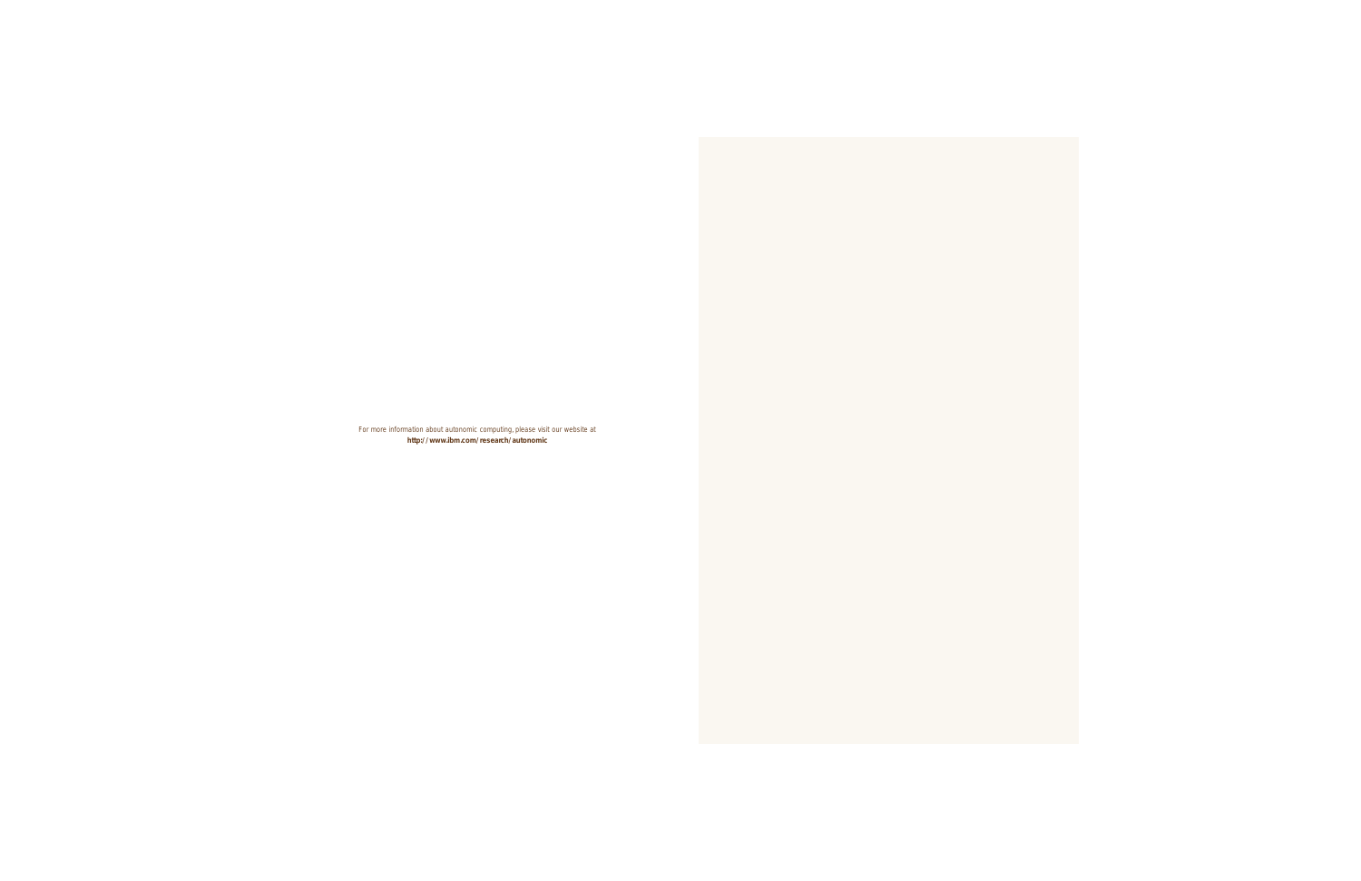For more information about autonomic computing, please visit our website at
**http://www.ibm.com/research/autonomic**